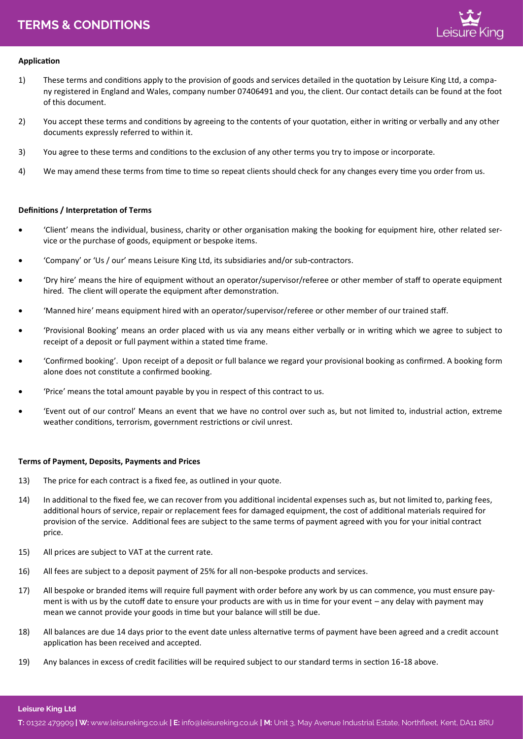# TERMS & CONDITIONS

**Application**

1) These terms and conditions apply to the provision of goods and services detailed in the quotation by Leisure King Ltd, a company registered in England and Wales, company number 07406491 and you, the client. Our contact details can be found at the foot of this document.

2) You accept these terms and conditions by agreeing to the contents of your quotation, either in writing or verbally and any other documents expressly referred to within it.

3) You agree to these terms and conditions to the exclusion of any other terms you try to impose or incorporate.

4) We may amend these terms from time to time so repeat clients should check for any changes every time you order from us.

**Definitions / Interpretation of Terms**

- 'Client' means the individual, business, charity or other organisation making the booking for equipment hire, other related service or the purchase of goods, equipment or bespoke items.
- 'Company' or 'Us / our' means Leisure King Ltd, its subsidiaries and/or sub-contractors.
- 'Dry hire' means the hire of equipment without an operator/supervisor/referee or other member of staff to operate equipment hired. The client will operate the equipment after demonstration.
- 'Manned hire' means equipment hired with an operator/supervisor/referee or other member of our trained staff.
- 'Provisional Booking' means an order placed with us via any means either verbally or in writing which we agree to subject to receipt of a deposit or full payment within a stated time frame.
- 'Confirmed booking'. Upon receipt of a deposit or full balance we regard your provisional booking as confirmed. A booking form alone does not constitute a confirmed booking.
- 'Price' means the total amount payable by you in respect of this contract to us.
- 'Event out of our control' Means an event that we have no control over such as, but not limited to, industrial action, extreme weather conditions, terrorism, government restrictions or civil unrest.

**Terms of Payment, Deposits, Payments and Prices**

13) The price for each contract is a fixed fee, as outlined in your quote.

14) In additional to the fixed fee, we can recover from you additional incidental expenses such as, but not limited to, parking fees, additional hours of service, repair or replacement fees for damaged equipment, the cost of additional materials required for provision of the service. Additional fees are subject to the same terms of payment agreed with you for your initial contract price.

15) All prices are subject to VAT at the current rate.

16) All fees are subject to a deposit payment of 25% for all non-bespoke products and services.

17) All bespoke or branded items will require full payment with order before any work by us can commence, you must ensure payment is with us by the cutoff date to ensure your products are with us in time for your event – any delay with payment may mean we cannot provide your goods in time but your balance will still be due.

18) All balances are due 14 days prior to the event date unless alternative terms of payment have been agreed and a credit account application has been received and accepted.

19) Any balances in excess of credit facilities will be required subject to our standard terms in section 16-18 above.

**Leisure King Ltd**

**T:** 01322 479909 **| W:** www.leisureking.co.uk **| E:** info@leisureking.co.uk **| M:** Unit 3, May Avenue Industrial Estate, Northfleet, Kent, DA11 8RU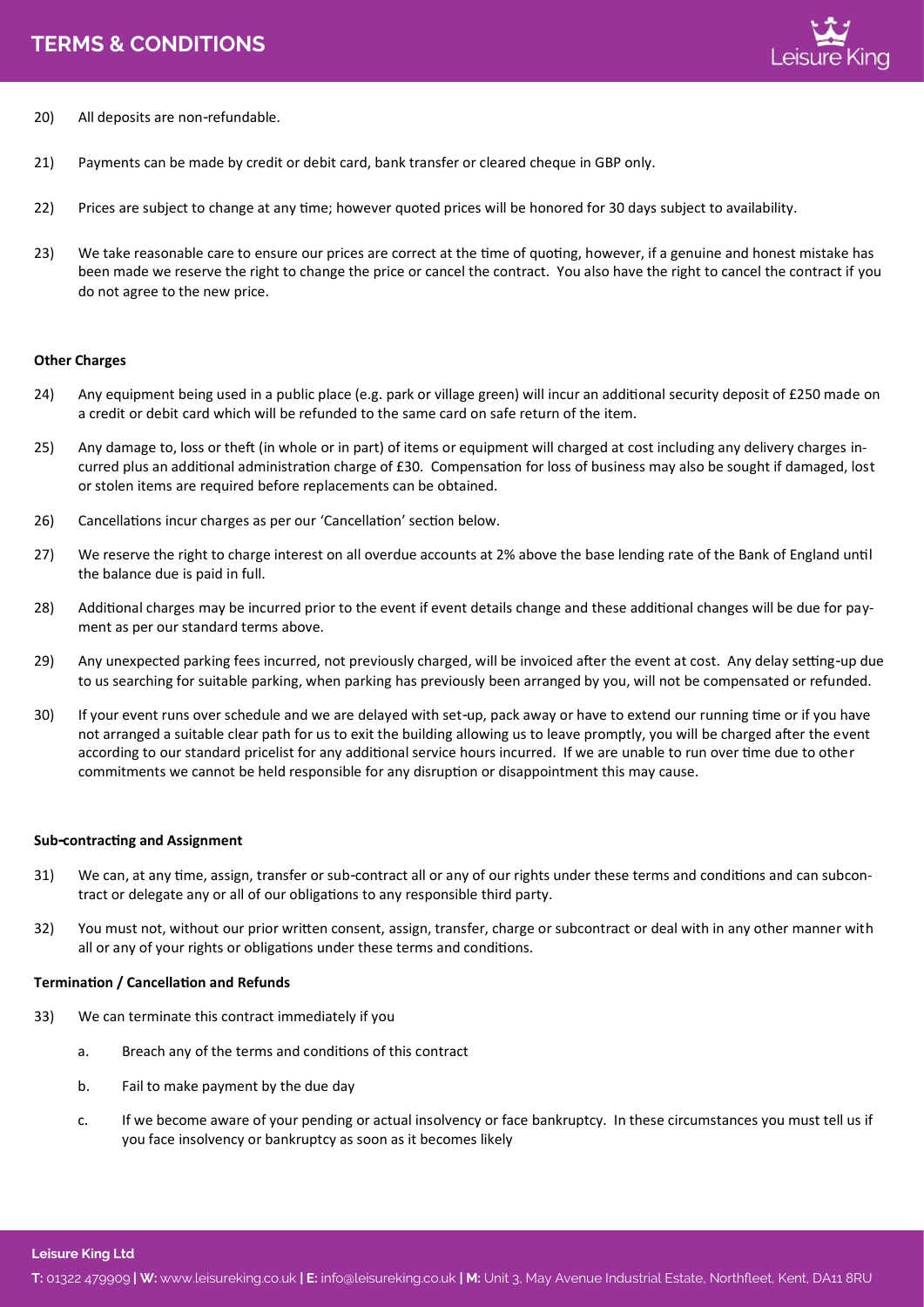20) All deposits are non-refundable.

21) Payments can be made by credit or debit card, bank transfer or cleared cheque in GBP only.

22) Prices are subject to change at any time; however quoted prices will be honored for 30 days subject to availability.

23) We take reasonable care to ensure our prices are correct at the time of quoting, however, if a genuine and honest mistake has been made we reserve the right to change the price or cancel the contract. You also have the right to cancel the contract if you do not agree to the new price.

**Other Charges**

24) Any equipment being used in a public place (e.g. park or village green) will incur an additional security deposit of £250 made on a credit or debit card which will be refunded to the same card on safe return of the item.

25) Any damage to, loss or theft (in whole or in part) of items or equipment will charged at cost including any delivery charges incurred plus an additional administration charge of £30. Compensation for loss of business may also be sought if damaged, lost or stolen items are required before replacements can be obtained.

26) Cancellations incur charges as per our 'Cancellation' section below.

27) We reserve the right to charge interest on all overdue accounts at 2% above the base lending rate of the Bank of England until the balance due is paid in full.

28) Additional charges may be incurred prior to the event if event details change and these additional changes will be due for payment as per our standard terms above.

29) Any unexpected parking fees incurred, not previously charged, will be invoiced after the event at cost. Any delay setting-up due to us searching for suitable parking, when parking has previously been arranged by you, will not be compensated or refunded.

30) If your event runs over schedule and we are delayed with set-up, pack away or have to extend our running time or if you have not arranged a suitable clear path for us to exit the building allowing us to leave promptly, you will be charged after the event according to our standard pricelist for any additional service hours incurred. If we are unable to run over time due to other commitments we cannot be held responsible for any disruption or disappointment this may cause.

**Sub-contracting and Assignment**

31) We can, at any time, assign, transfer or sub-contract all or any of our rights under these terms and conditions and can subcontract or delegate any or all of our obligations to any responsible third party.

32) You must not, without our prior written consent, assign, transfer, charge or subcontract or deal with in any other manner with all or any of your rights or obligations under these terms and conditions.

**Termination / Cancellation and Refunds**

33) We can terminate this contract immediately if you

   a. Breach any of the terms and conditions of this contract

   b. Fail to make payment by the due day

   c. If we become aware of your pending or actual insolvency or face bankruptcy. In these circumstances you must tell us if you face insolvency or bankruptcy as soon as it becomes likely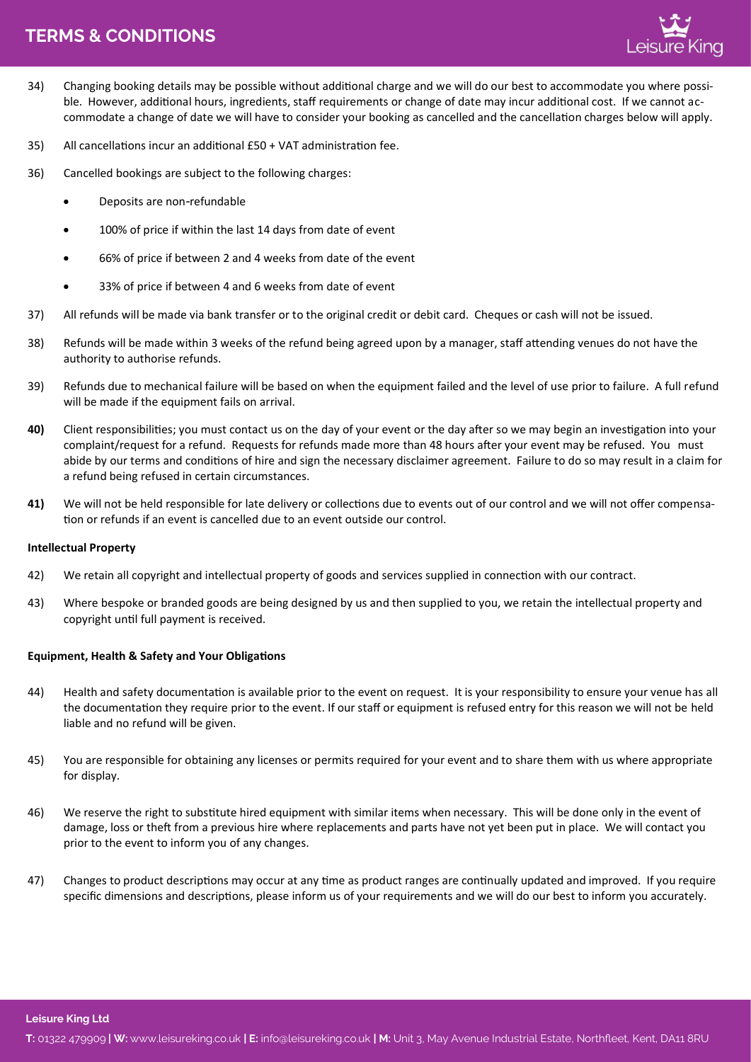34) Changing booking details may be possible without additional charge and we will do our best to accommodate you where possible. However, additional hours, ingredients, staff requirements or change of date may incur additional cost. If we cannot accommodate a change of date we will have to consider your booking as cancelled and the cancellation charges below will apply.

35) All cancellations incur an additional £50 + VAT administration fee.

36) Cancelled bookings are subject to the following charges:

- Deposits are non-refundable
- 100% of price if within the last 14 days from date of event
- 66% of price if between 2 and 4 weeks from date of the event
- 33% of price if between 4 and 6 weeks from date of event

37) All refunds will be made via bank transfer or to the original credit or debit card. Cheques or cash will not be issued.

38) Refunds will be made within 3 weeks of the refund being agreed upon by a manager, staff attending venues do not have the authority to authorise refunds.

39) Refunds due to mechanical failure will be based on when the equipment failed and the level of use prior to failure. A full refund will be made if the equipment fails on arrival.

**40)** Client responsibilities; you must contact us on the day of your event or the day after so we may begin an investigation into your complaint/request for a refund. Requests for refunds made more than 48 hours after your event may be refused. You must abide by our terms and conditions of hire and sign the necessary disclaimer agreement. Failure to do so may result in a claim for a refund being refused in certain circumstances.

**41)** We will not be held responsible for late delivery or collections due to events out of our control and we will not offer compensation or refunds if an event is cancelled due to an event outside our control.

**Intellectual Property**

42) We retain all copyright and intellectual property of goods and services supplied in connection with our contract.

43) Where bespoke or branded goods are being designed by us and then supplied to you, we retain the intellectual property and copyright until full payment is received.

**Equipment, Health & Safety and Your Obligations**

44) Health and safety documentation is available prior to the event on request. It is your responsibility to ensure your venue has all the documentation they require prior to the event. If our staff or equipment is refused entry for this reason we will not be held liable and no refund will be given.

45) You are responsible for obtaining any licenses or permits required for your event and to share them with us where appropriate for display.

46) We reserve the right to substitute hired equipment with similar items when necessary. This will be done only in the event of damage, loss or theft from a previous hire where replacements and parts have not yet been put in place. We will contact you prior to the event to inform you of any changes.

47) Changes to product descriptions may occur at any time as product ranges are continually updated and improved. If you require specific dimensions and descriptions, please inform us of your requirements and we will do our best to inform you accurately.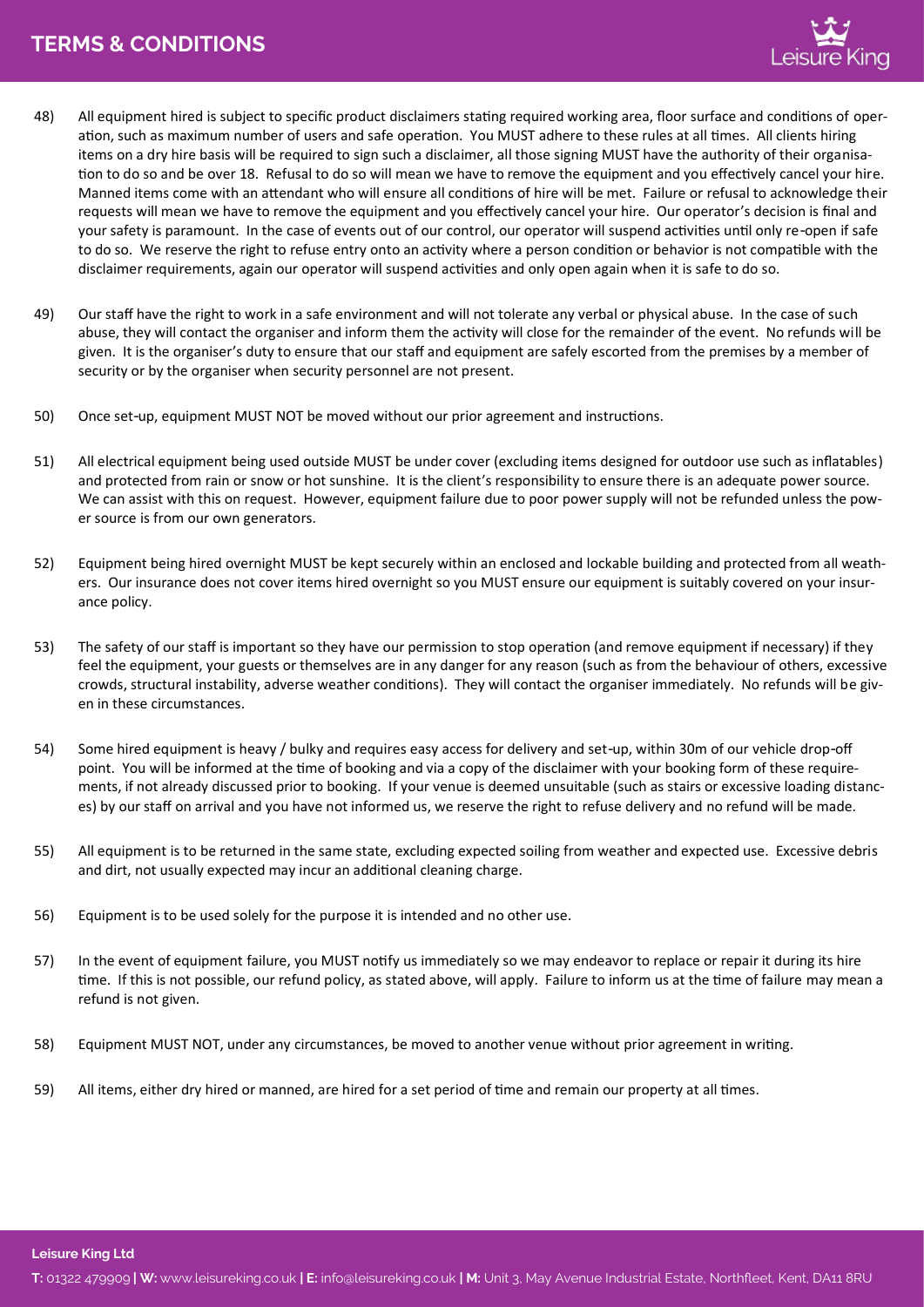48) All equipment hired is subject to specific product disclaimers stating required working area, floor surface and conditions of operation, such as maximum number of users and safe operation. You MUST adhere to these rules at all times. All clients hiring items on a dry hire basis will be required to sign such a disclaimer, all those signing MUST have the authority of their organisation to do so and be over 18. Refusal to do so will mean we have to remove the equipment and you effectively cancel your hire. Manned items come with an attendant who will ensure all conditions of hire will be met. Failure or refusal to acknowledge their requests will mean we have to remove the equipment and you effectively cancel your hire. Our operator's decision is final and your safety is paramount. In the case of events out of our control, our operator will suspend activities until only re-open if safe to do so. We reserve the right to refuse entry onto an activity where a person condition or behavior is not compatible with the disclaimer requirements, again our operator will suspend activities and only open again when it is safe to do so.

49) Our staff have the right to work in a safe environment and will not tolerate any verbal or physical abuse. In the case of such abuse, they will contact the organiser and inform them the activity will close for the remainder of the event. No refunds will be given. It is the organiser's duty to ensure that our staff and equipment are safely escorted from the premises by a member of security or by the organiser when security personnel are not present.

50) Once set-up, equipment MUST NOT be moved without our prior agreement and instructions.

51) All electrical equipment being used outside MUST be under cover (excluding items designed for outdoor use such as inflatables) and protected from rain or snow or hot sunshine. It is the client's responsibility to ensure there is an adequate power source. We can assist with this on request. However, equipment failure due to poor power supply will not be refunded unless the power source is from our own generators.

52) Equipment being hired overnight MUST be kept securely within an enclosed and lockable building and protected from all weathers. Our insurance does not cover items hired overnight so you MUST ensure our equipment is suitably covered on your insurance policy.

53) The safety of our staff is important so they have our permission to stop operation (and remove equipment if necessary) if they feel the equipment, your guests or themselves are in any danger for any reason (such as from the behaviour of others, excessive crowds, structural instability, adverse weather conditions). They will contact the organiser immediately. No refunds will be given in these circumstances.

54) Some hired equipment is heavy / bulky and requires easy access for delivery and set-up, within 30m of our vehicle drop-off point. You will be informed at the time of booking and via a copy of the disclaimer with your booking form of these requirements, if not already discussed prior to booking. If your venue is deemed unsuitable (such as stairs or excessive loading distances) by our staff on arrival and you have not informed us, we reserve the right to refuse delivery and no refund will be made.

55) All equipment is to be returned in the same state, excluding expected soiling from weather and expected use. Excessive debris and dirt, not usually expected may incur an additional cleaning charge.

56) Equipment is to be used solely for the purpose it is intended and no other use.

57) In the event of equipment failure, you MUST notify us immediately so we may endeavor to replace or repair it during its hire time. If this is not possible, our refund policy, as stated above, will apply. Failure to inform us at the time of failure may mean a refund is not given.

58) Equipment MUST NOT, under any circumstances, be moved to another venue without prior agreement in writing.

59) All items, either dry hired or manned, are hired for a set period of time and remain our property at all times.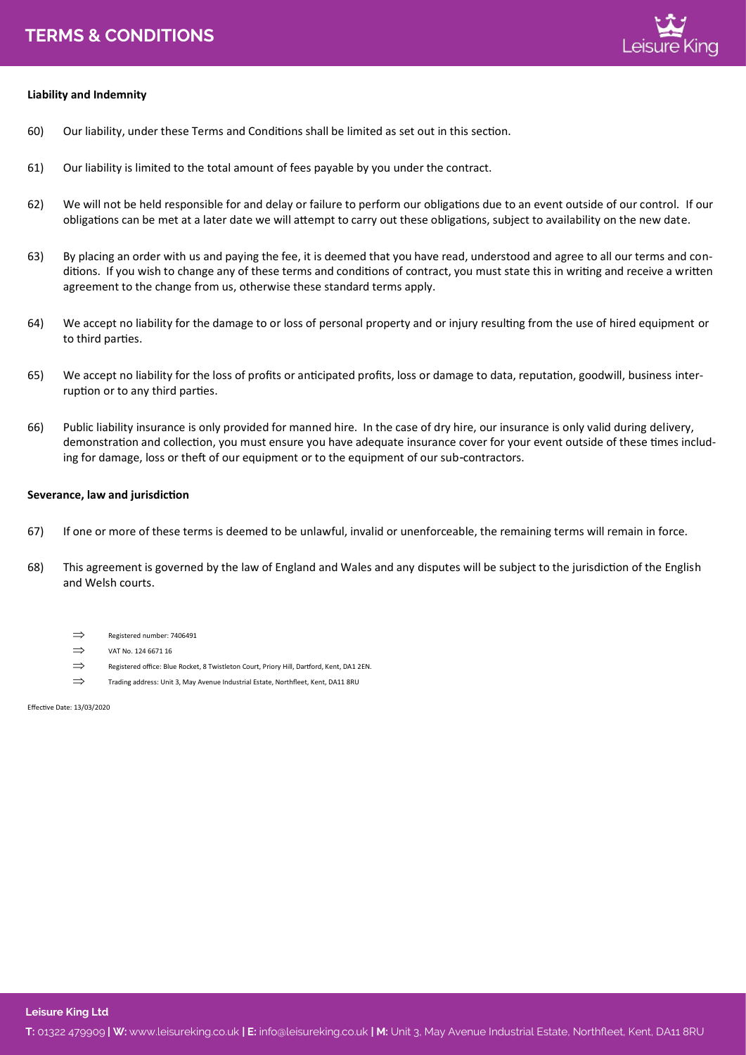### Liability and Indemnity

60) Our liability, under these Terms and Conditions shall be limited as set out in this section.

61) Our liability is limited to the total amount of fees payable by you under the contract.

62) We will not be held responsible for and delay or failure to perform our obligations due to an event outside of our control. If our obligations can be met at a later date we will attempt to carry out these obligations, subject to availability on the new date.

63) By placing an order with us and paying the fee, it is deemed that you have read, understood and agree to all our terms and conditions. If you wish to change any of these terms and conditions of contract, you must state this in writing and receive a written agreement to the change from us, otherwise these standard terms apply.

64) We accept no liability for the damage to or loss of personal property and or injury resulting from the use of hired equipment or to third parties.

65) We accept no liability for the loss of profits or anticipated profits, loss or damage to data, reputation, goodwill, business interruption or to any third parties.

66) Public liability insurance is only provided for manned hire. In the case of dry hire, our insurance is only valid during delivery, demonstration and collection, you must ensure you have adequate insurance cover for your event outside of these times including for damage, loss or theft of our equipment or to the equipment of our sub-contractors.

### Severance, law and jurisdiction

67) If one or more of these terms is deemed to be unlawful, invalid or unenforceable, the remaining terms will remain in force.

68) This agreement is governed by the law of England and Wales and any disputes will be subject to the jurisdiction of the English and Welsh courts.

⇒ Registered number: 7406491

⇒ VAT No. 124 6671 16

⇒ Registered office: Blue Rocket, 8 Twistleton Court, Priory Hill, Dartford, Kent, DA1 2EN.

⇒ Trading address: Unit 3, May Avenue Industrial Estate, Northfleet, Kent, DA11 8RU

Effective Date: 13/03/2020